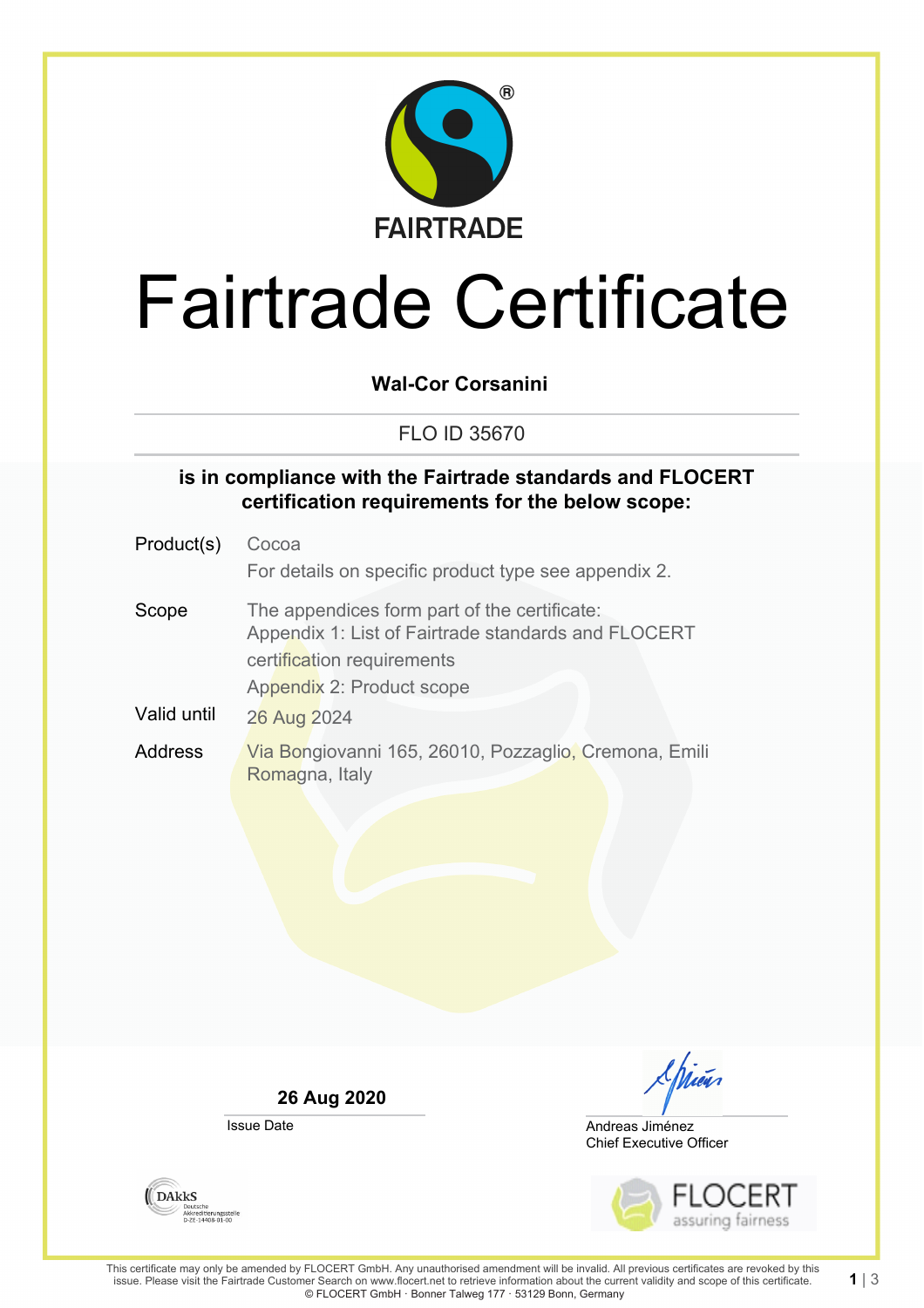FAIRTRADE

# Fairtrade Certificate

**Wal-Cor Corsanini**

FLO ID 35670

**is in compliance with the Fairtrade standards and FLOCERT certification requirements for the below scope:**

| | |
|---|---|
| Product(s) | Cocoa<br>For details on specific product type see appendix 2. |
| Scope | The appendices form part of the certificate:<br>Appendix 1: List of Fairtrade standards and FLOCERT certification requirements<br>Appendix 2: Product scope |
| Valid until | 26 Aug 2024 |
| Address | Via Bongiovanni 165, 26010, Pozzaglio, Cremona, Emili Romagna, Italy |

**26 Aug 2020**
Issue Date

Andreas Jiménez
Chief Executive Officer

DAkkS Deutsche Akkreditierungsstelle D-ZE-14408-01-00

FLOCERT assuring fairness

This certificate may only be amended by FLOCERT GmbH. Any unauthorised amendment will be invalid. All previous certificates are revoked by this issue. Please visit the Fairtrade Customer Search on www.flocert.net to retrieve information about the current validity and scope of this certificate.
© FLOCERT GmbH · Bonner Talweg 177 · 53129 Bonn, Germany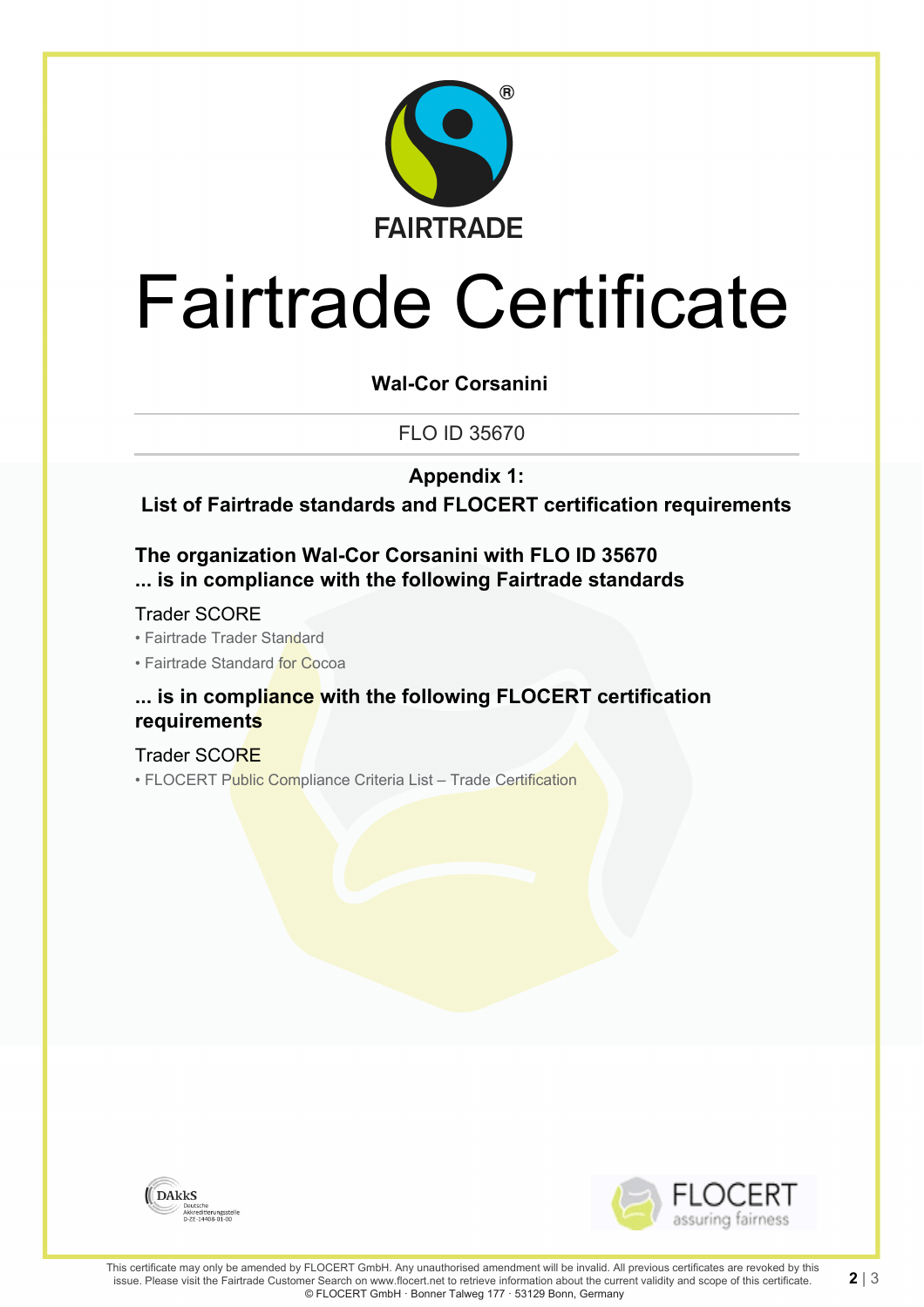FAIRTRADE

# Fairtrade Certificate

**Wal-Cor Corsanini**

FLO ID 35670

**Appendix 1:**
**List of Fairtrade standards and FLOCERT certification requirements**

### The organization Wal-Cor Corsanini with FLO ID 35670
### ... is in compliance with the following Fairtrade standards

Trader SCORE

- Fairtrade Trader Standard
- Fairtrade Standard for Cocoa

### ... is in compliance with the following FLOCERT certification requirements

Trader SCORE

- FLOCERT Public Compliance Criteria List – Trade Certification

DAkkS Deutsche Akkreditierungsstelle D-ZE-14408-01-00

FLOCERT assuring fairness

This certificate may only be amended by FLOCERT GmbH. Any unauthorised amendment will be invalid. All previous certificates are revoked by this issue. Please visit the Fairtrade Customer Search on www.flocert.net to retrieve information about the current validity and scope of this certificate.
© FLOCERT GmbH · Bonner Talweg 177 · 53129 Bonn, Germany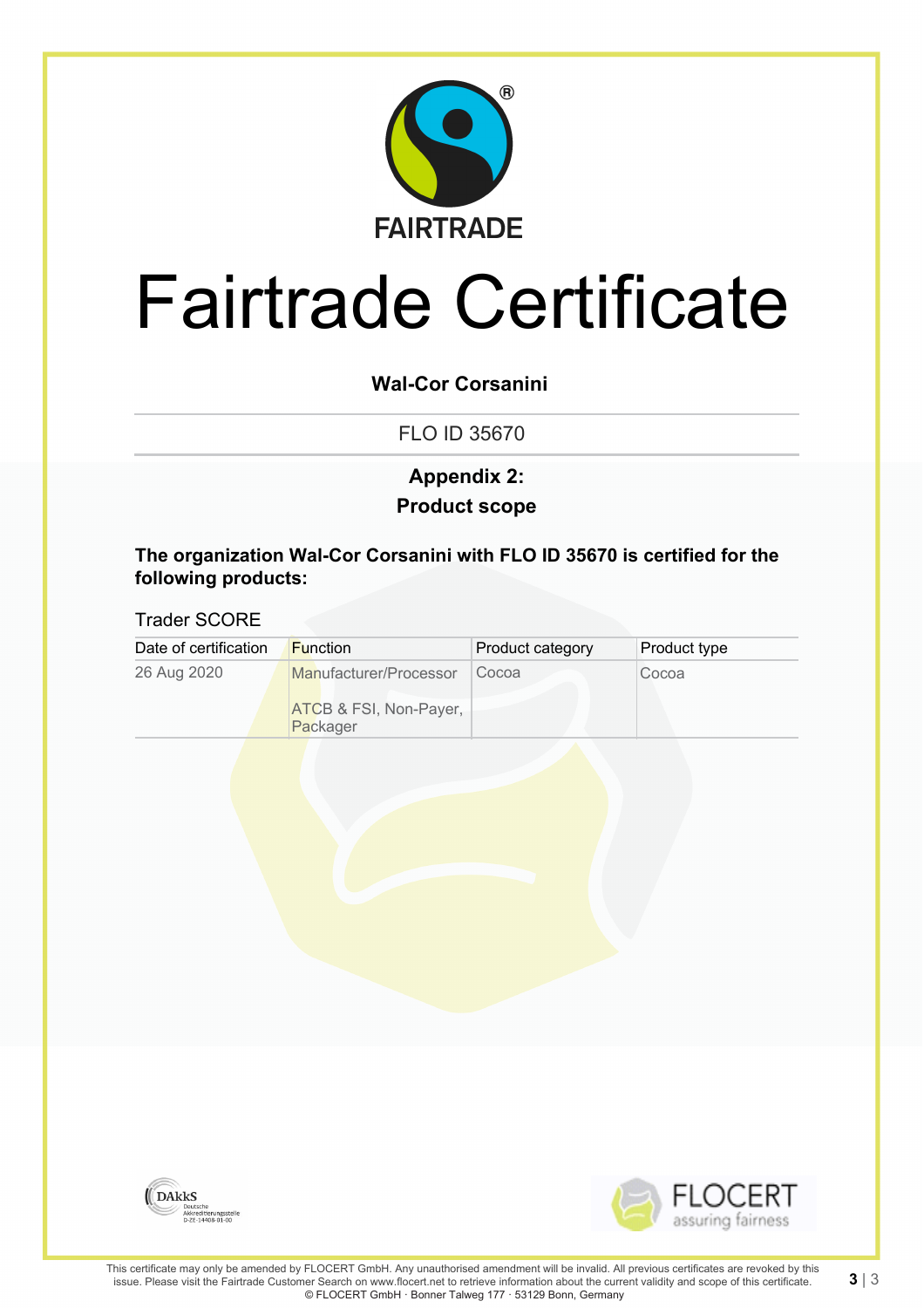FAIRTRADE

# Fairtrade Certificate

**Wal-Cor Corsanini**

FLO ID 35670

## Appendix 2:
## Product scope

**The organization Wal-Cor Corsanini with FLO ID 35670 is certified for the following products:**

Trader SCORE

| Date of certification | Function | Product category | Product type |
|---|---|---|---|
| 26 Aug 2020 | Manufacturer/Processor<br><br>ATCB & FSI, Non-Payer, Packager | Cocoa | Cocoa |

DAkkS Deutsche Akkreditierungsstelle D-ZE-14408-01-00

FLOCERT assuring fairness

This certificate may only be amended by FLOCERT GmbH. Any unauthorised amendment will be invalid. All previous certificates are revoked by this issue. Please visit the Fairtrade Customer Search on www.flocert.net to retrieve information about the current validity and scope of this certificate.
© FLOCERT GmbH · Bonner Talweg 177 · 53129 Bonn, Germany